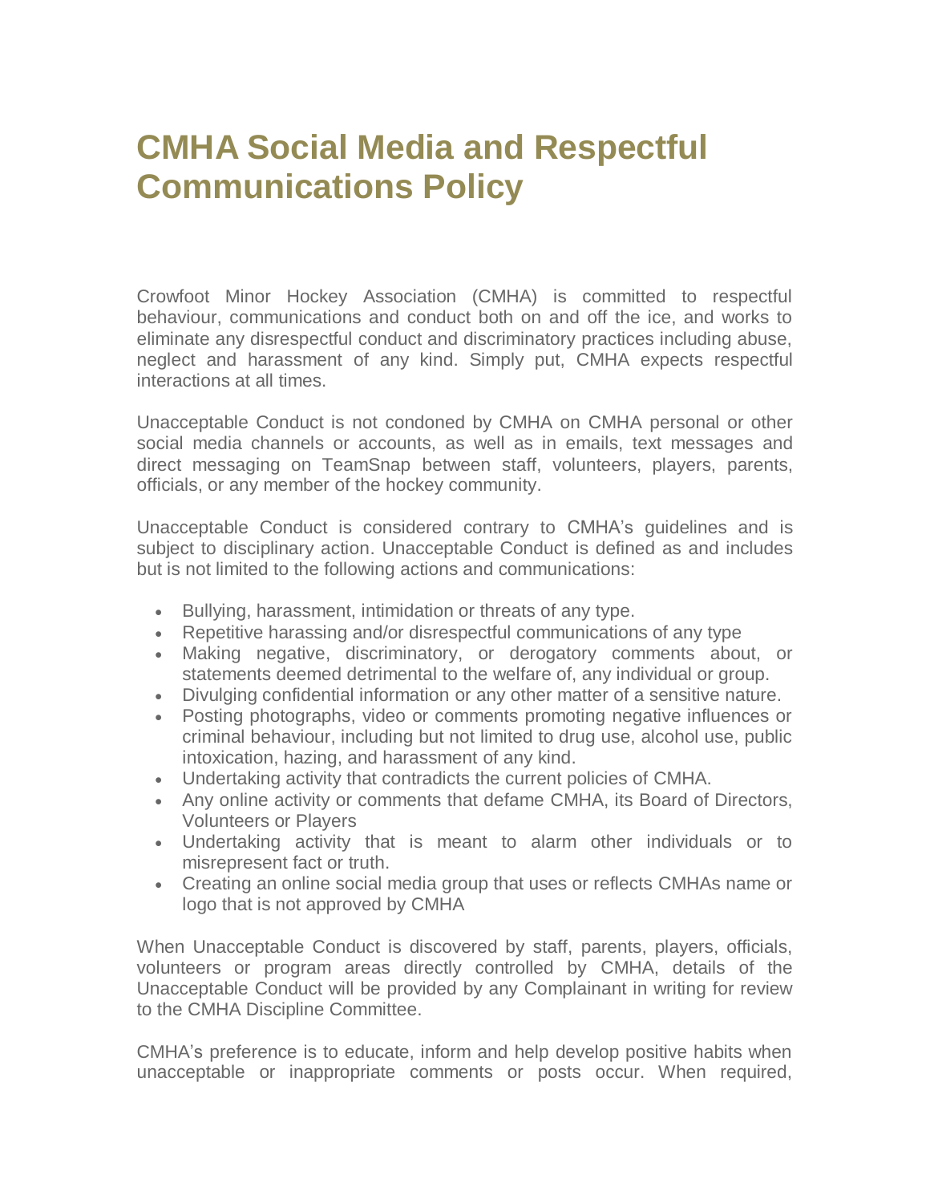# CMHA Social Media and Respectful Communications Policy

Crowfoot Minor Hockey Association (CMHA) is committed to respectful behaviour, communications and conduct both on and off the ice, and works to eliminate any disrespectful conduct and discriminatory practices including abuse, neglect and harassment of any kind. Simply put, CMHA expects respectful interactions at all times.

Unacceptable Conduct is not condoned by CMHA on CMHA personal or other social media channels or accounts, as well as in emails, text messages and direct messaging on TeamSnap between staff, volunteers, players, parents, officials, or any member of the hockey community.

Unacceptable Conduct is considered contrary to CMHA's guidelines and is subject to disciplinary action. Unacceptable Conduct is defined as and includes but is not limited to the following actions and communications:

- Bullying, harassment, intimidation or threats of any type.
- Repetitive harassing and/or disrespectful communications of any type
- Making negative, discriminatory, or derogatory comments about, or statements deemed detrimental to the welfare of, any individual or group.
- Divulging confidential information or any other matter of a sensitive nature.
- Posting photographs, video or comments promoting negative influences or criminal behaviour, including but not limited to drug use, alcohol use, public intoxication, hazing, and harassment of any kind.
- Undertaking activity that contradicts the current policies of CMHA.
- Any online activity or comments that defame CMHA, its Board of Directors, Volunteers or Players
- Undertaking activity that is meant to alarm other individuals or to misrepresent fact or truth.
- Creating an online social media group that uses or reflects CMHAs name or logo that is not approved by CMHA

When Unacceptable Conduct is discovered by staff, parents, players, officials, volunteers or program areas directly controlled by CMHA, details of the Unacceptable Conduct will be provided by any Complainant in writing for review to the CMHA Discipline Committee.

CMHA's preference is to educate, inform and help develop positive habits when unacceptable or inappropriate comments or posts occur. When required,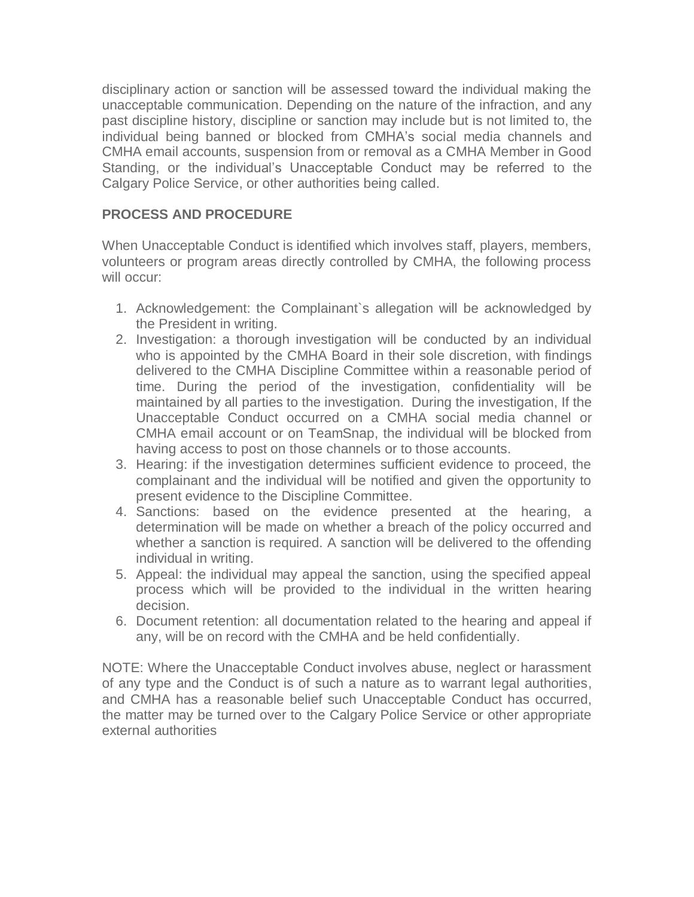disciplinary action or sanction will be assessed toward the individual making the unacceptable communication. Depending on the nature of the infraction, and any past discipline history, discipline or sanction may include but is not limited to, the individual being banned or blocked from CMHA's social media channels and CMHA email accounts, suspension from or removal as a CMHA Member in Good Standing, or the individual's Unacceptable Conduct may be referred to the Calgary Police Service, or other authorities being called.

**PROCESS AND PROCEDURE**

When Unacceptable Conduct is identified which involves staff, players, members, volunteers or program areas directly controlled by CMHA, the following process will occur:

1. Acknowledgement: the Complainant`s allegation will be acknowledged by the President in writing.
2. Investigation: a thorough investigation will be conducted by an individual who is appointed by the CMHA Board in their sole discretion, with findings delivered to the CMHA Discipline Committee within a reasonable period of time. During the period of the investigation, confidentiality will be maintained by all parties to the investigation. During the investigation, If the Unacceptable Conduct occurred on a CMHA social media channel or CMHA email account or on TeamSnap, the individual will be blocked from having access to post on those channels or to those accounts.
3. Hearing: if the investigation determines sufficient evidence to proceed, the complainant and the individual will be notified and given the opportunity to present evidence to the Discipline Committee.
4. Sanctions: based on the evidence presented at the hearing, a determination will be made on whether a breach of the policy occurred and whether a sanction is required. A sanction will be delivered to the offending individual in writing.
5. Appeal: the individual may appeal the sanction, using the specified appeal process which will be provided to the individual in the written hearing decision.
6. Document retention: all documentation related to the hearing and appeal if any, will be on record with the CMHA and be held confidentially.

NOTE: Where the Unacceptable Conduct involves abuse, neglect or harassment of any type and the Conduct is of such a nature as to warrant legal authorities, and CMHA has a reasonable belief such Unacceptable Conduct has occurred, the matter may be turned over to the Calgary Police Service or other appropriate external authorities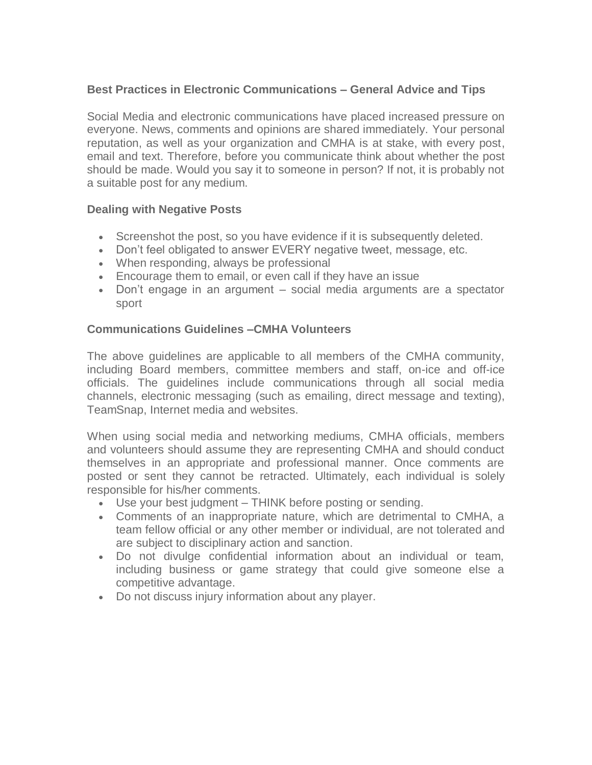**Best Practices in Electronic Communications – General Advice and Tips**

Social Media and electronic communications have placed increased pressure on everyone. News, comments and opinions are shared immediately. Your personal reputation, as well as your organization and CMHA is at stake, with every post, email and text. Therefore, before you communicate think about whether the post should be made. Would you say it to someone in person? If not, it is probably not a suitable post for any medium.

**Dealing with Negative Posts**

- Screenshot the post, so you have evidence if it is subsequently deleted.
- Don't feel obligated to answer EVERY negative tweet, message, etc.
- When responding, always be professional
- Encourage them to email, or even call if they have an issue
- Don't engage in an argument – social media arguments are a spectator sport

**Communications Guidelines –CMHA Volunteers**

The above guidelines are applicable to all members of the CMHA community, including Board members, committee members and staff, on-ice and off-ice officials. The guidelines include communications through all social media channels, electronic messaging (such as emailing, direct message and texting), TeamSnap, Internet media and websites.

When using social media and networking mediums, CMHA officials, members and volunteers should assume they are representing CMHA and should conduct themselves in an appropriate and professional manner. Once comments are posted or sent they cannot be retracted. Ultimately, each individual is solely responsible for his/her comments.

- Use your best judgment – THINK before posting or sending.
- Comments of an inappropriate nature, which are detrimental to CMHA, a team fellow official or any other member or individual, are not tolerated and are subject to disciplinary action and sanction.
- Do not divulge confidential information about an individual or team, including business or game strategy that could give someone else a competitive advantage.
- Do not discuss injury information about any player.